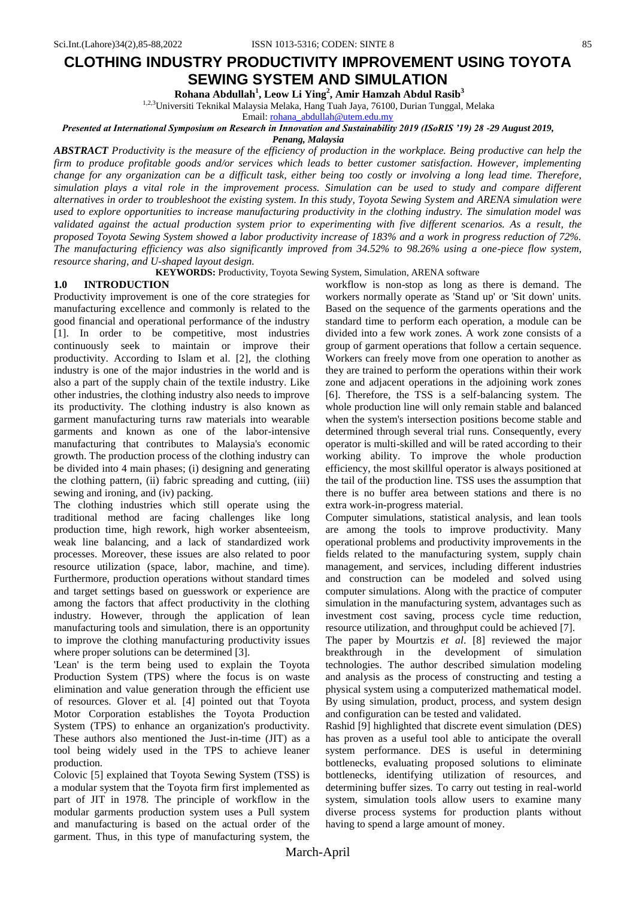# CLOTHING INDUSTRY PRODUCTIVITY IMPROVEMENT USING TOYOTA SEWING SYSTEM AND SIMULATION

**Rohana Abdullah[1], Leow Li Ying[2], Amir Hamzah Abdul Rasib[3]**

[1,2,3]Universiti Teknikal Malaysia Melaka, Hang Tuah Jaya, 76100, Durian Tunggal, Melaka

Email: rohana_abdullah@utem.edu.my

***Presented at International Symposium on Research in Innovation and Sustainability 2019 (ISoRIS '19) 28 -29 August 2019, Penang, Malaysia***

***ABSTRACT** Productivity is the measure of the efficiency of production in the workplace. Being productive can help the firm to produce profitable goods and/or services which leads to better customer satisfaction. However, implementing change for any organization can be a difficult task, either being too costly or involving a long lead time. Therefore, simulation plays a vital role in the improvement process. Simulation can be used to study and compare different alternatives in order to troubleshoot the existing system. In this study, Toyota Sewing System and ARENA simulation were used to explore opportunities to increase manufacturing productivity in the clothing industry. The simulation model was validated against the actual production system prior to experimenting with five different scenarios. As a result, the proposed Toyota Sewing System showed a labor productivity increase of 183% and a work in progress reduction of 72%. The manufacturing efficiency was also significantly improved from 34.52% to 98.26% using a one-piece flow system, resource sharing, and U-shaped layout design.*

**KEYWORDS:** Productivity, Toyota Sewing System, Simulation, ARENA software

## 1.0 INTRODUCTION

Productivity improvement is one of the core strategies for manufacturing excellence and commonly is related to the good financial and operational performance of the industry [1]. In order to be competitive, most industries continuously seek to maintain or improve their productivity. According to Islam et al. [2], the clothing industry is one of the major industries in the world and is also a part of the supply chain of the textile industry. Like other industries, the clothing industry also needs to improve its productivity. The clothing industry is also known as garment manufacturing turns raw materials into wearable garments and known as one of the labor-intensive manufacturing that contributes to Malaysia's economic growth. The production process of the clothing industry can be divided into 4 main phases; (i) designing and generating the clothing pattern, (ii) fabric spreading and cutting, (iii) sewing and ironing, and (iv) packing.

The clothing industries which still operate using the traditional method are facing challenges like long production time, high rework, high worker absenteeism, weak line balancing, and a lack of standardized work processes. Moreover, these issues are also related to poor resource utilization (space, labor, machine, and time). Furthermore, production operations without standard times and target settings based on guesswork or experience are among the factors that affect productivity in the clothing industry. However, through the application of lean manufacturing tools and simulation, there is an opportunity to improve the clothing manufacturing productivity issues where proper solutions can be determined [3].

'Lean' is the term being used to explain the Toyota Production System (TPS) where the focus is on waste elimination and value generation through the efficient use of resources. Glover et al. [4] pointed out that Toyota Motor Corporation establishes the Toyota Production System (TPS) to enhance an organization's productivity. These authors also mentioned the Just-in-time (JIT) as a tool being widely used in the TPS to achieve leaner production.

Colovic [5] explained that Toyota Sewing System (TSS) is a modular system that the Toyota firm first implemented as part of JIT in 1978. The principle of workflow in the modular garments production system uses a Pull system and manufacturing is based on the actual order of the garment. Thus, in this type of manufacturing system, the workflow is non-stop as long as there is demand. The workers normally operate as 'Stand up' or 'Sit down' units. Based on the sequence of the garments operations and the standard time to perform each operation, a module can be divided into a few work zones. A work zone consists of a group of garment operations that follow a certain sequence. Workers can freely move from one operation to another as they are trained to perform the operations within their work zone and adjacent operations in the adjoining work zones [6]. Therefore, the TSS is a self-balancing system. The whole production line will only remain stable and balanced when the system's intersection positions become stable and determined through several trial runs. Consequently, every operator is multi-skilled and will be rated according to their working ability. To improve the whole production efficiency, the most skillful operator is always positioned at the tail of the production line. TSS uses the assumption that there is no buffer area between stations and there is no extra work-in-progress material.

Computer simulations, statistical analysis, and lean tools are among the tools to improve productivity. Many operational problems and productivity improvements in the fields related to the manufacturing system, supply chain management, and services, including different industries and construction can be modeled and solved using computer simulations. Along with the practice of computer simulation in the manufacturing system, advantages such as investment cost saving, process cycle time reduction, resource utilization, and throughput could be achieved [7].

The paper by Mourtzis *et al*. [8] reviewed the major breakthrough in the development of simulation technologies. The author described simulation modeling and analysis as the process of constructing and testing a physical system using a computerized mathematical model. By using simulation, product, process, and system design and configuration can be tested and validated.

Rashid [9] highlighted that discrete event simulation (DES) has proven as a useful tool able to anticipate the overall system performance. DES is useful in determining bottlenecks, evaluating proposed solutions to eliminate bottlenecks, identifying utilization of resources, and determining buffer sizes. To carry out testing in real-world system, simulation tools allow users to examine many diverse process systems for production plants without having to spend a large amount of money.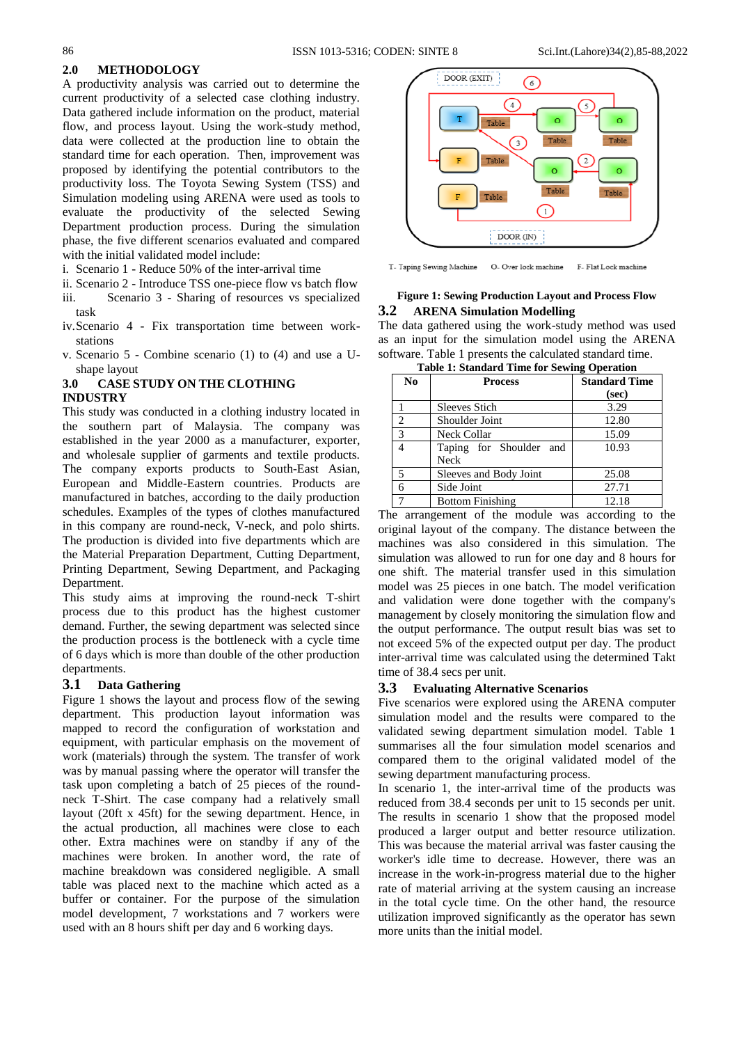## 2.0 METHODOLOGY

A productivity analysis was carried out to determine the current productivity of a selected case clothing industry. Data gathered include information on the product, material flow, and process layout. Using the work-study method, data were collected at the production line to obtain the standard time for each operation. Then, improvement was proposed by identifying the potential contributors to the productivity loss. The Toyota Sewing System (TSS) and Simulation modeling using ARENA were used as tools to evaluate the productivity of the selected Sewing Department production process. During the simulation phase, the five different scenarios evaluated and compared with the initial validated model include:

i. Scenario 1 - Reduce 50% of the inter-arrival time
ii. Scenario 2 - Introduce TSS one-piece flow vs batch flow
iii. Scenario 3 - Sharing of resources vs specialized task
iv. Scenario 4 - Fix transportation time between work-stations
v. Scenario 5 - Combine scenario (1) to (4) and use a U-shape layout

## 3.0 CASE STUDY ON THE CLOTHING INDUSTRY

This study was conducted in a clothing industry located in the southern part of Malaysia. The company was established in the year 2000 as a manufacturer, exporter, and wholesale supplier of garments and textile products. The company exports products to South-East Asian, European and Middle-Eastern countries. Products are manufactured in batches, according to the daily production schedules. Examples of the types of clothes manufactured in this company are round-neck, V-neck, and polo shirts. The production is divided into five departments which are the Material Preparation Department, Cutting Department, Printing Department, Sewing Department, and Packaging Department.

This study aims at improving the round-neck T-shirt process due to this product has the highest customer demand. Further, the sewing department was selected since the production process is the bottleneck with a cycle time of 6 days which is more than double of the other production departments.

### 3.1 Data Gathering

Figure 1 shows the layout and process flow of the sewing department. This production layout information was mapped to record the configuration of workstation and equipment, with particular emphasis on the movement of work (materials) through the system. The transfer of work was by manual passing where the operator will transfer the task upon completing a batch of 25 pieces of the round-neck T-Shirt. The case company had a relatively small layout (20ft x 45ft) for the sewing department. Hence, in the actual production, all machines were close to each other. Extra machines were on standby if any of the machines were broken. In another word, the rate of machine breakdown was considered negligible. A small table was placed next to the machine which acted as a buffer or container. For the purpose of the simulation model development, 7 workstations and 7 workers were used with an 8 hours shift per day and 6 working days.

DOOR (EXIT) 6 4 5 T Table O Table O Table 3 F Table O Table 2 O Table F Table 1 DOOR (IN)

T- Taping Sewing Machine O- Over lock machine F- Flat Lock machine

**Figure 1: Sewing Production Layout and Process Flow**

### 3.2 ARENA Simulation Modelling

The data gathered using the work-study method was used as an input for the simulation model using the ARENA software. Table 1 presents the calculated standard time.

**Table 1: Standard Time for Sewing Operation**

| No | Process | Standard Time (sec) |
|---|---|---|
| 1 | Sleeves Stich | 3.29 |
| 2 | Shoulder Joint | 12.80 |
| 3 | Neck Collar | 15.09 |
| 4 | Taping for Shoulder and Neck | 10.93 |
| 5 | Sleeves and Body Joint | 25.08 |
| 6 | Side Joint | 27.71 |
| 7 | Bottom Finishing | 12.18 |

The arrangement of the module was according to the original layout of the company. The distance between the machines was also considered in this simulation. The simulation was allowed to run for one day and 8 hours for one shift. The material transfer used in this simulation model was 25 pieces in one batch. The model verification and validation were done together with the company's management by closely monitoring the simulation flow and the output performance. The output result bias was set to not exceed 5% of the expected output per day. The product inter-arrival time was calculated using the determined Takt time of 38.4 secs per unit.

### 3.3 Evaluating Alternative Scenarios

Five scenarios were explored using the ARENA computer simulation model and the results were compared to the validated sewing department simulation model. Table 1 summarises all the four simulation model scenarios and compared them to the original validated model of the sewing department manufacturing process.

In scenario 1, the inter-arrival time of the products was reduced from 38.4 seconds per unit to 15 seconds per unit. The results in scenario 1 show that the proposed model produced a larger output and better resource utilization. This was because the material arrival was faster causing the worker's idle time to decrease. However, there was an increase in the work-in-progress material due to the higher rate of material arriving at the system causing an increase in the total cycle time. On the other hand, the resource utilization improved significantly as the operator has sewn more units than the initial model.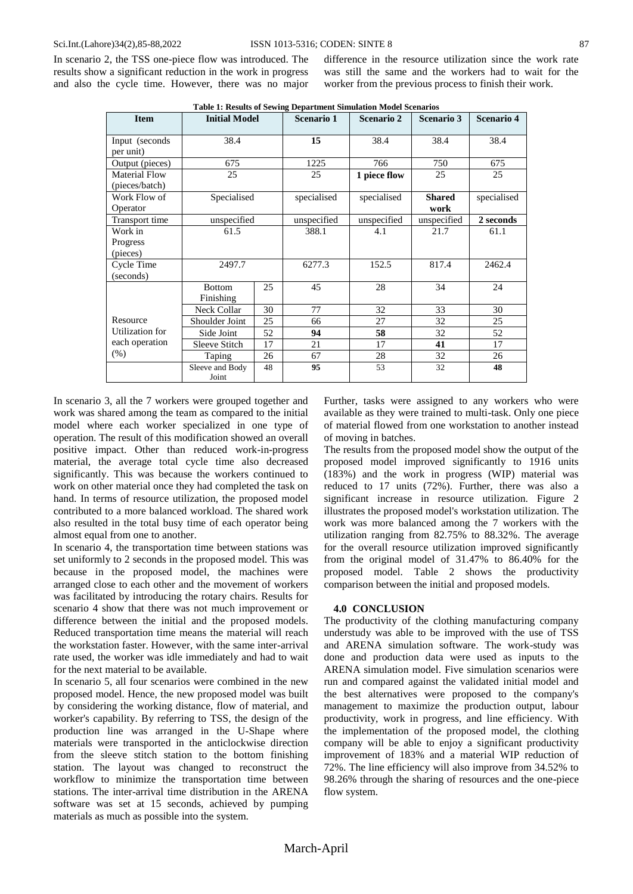In scenario 2, the TSS one-piece flow was introduced. The results show a significant reduction in the work in progress and also the cycle time. However, there was no major difference in the resource utilization since the work rate was still the same and the workers had to wait for the worker from the previous process to finish their work.

**Table 1: Results of Sewing Department Simulation Model Scenarios**

| Item | Initial Model | | Scenario 1 | Scenario 2 | Scenario 3 | Scenario 4 |
|---|---|---|---|---|---|---|
| Input (seconds per unit) | 38.4 | | **15** | 38.4 | 38.4 | 38.4 |
| Output (pieces) | 675 | | 1225 | 766 | 750 | 675 |
| Material Flow (pieces/batch) | 25 | | 25 | **1 piece flow** | 25 | 25 |
| Work Flow of Operator | Specialised | | specialised | specialised | **Shared work** | specialised |
| Transport time | unspecified | | unspecified | unspecified | unspecified | **2 seconds** |
| Work in Progress (pieces) | 61.5 | | 388.1 | 4.1 | 21.7 | 61.1 |
| Cycle Time (seconds) | 2497.7 | | 6277.3 | 152.5 | 817.4 | 2462.4 |
| Resource Utilization for each operation (%) | Bottom Finishing | 25 | 45 | 28 | 34 | 24 |
| | Neck Collar | 30 | 77 | 32 | 33 | 30 |
| | Shoulder Joint | 25 | 66 | 27 | 32 | 25 |
| | Side Joint | 52 | **94** | **58** | 32 | 52 |
| | Sleeve Stitch | 17 | 21 | 17 | **41** | 17 |
| | Taping | 26 | 67 | 28 | 32 | 26 |
| | Sleeve and Body Joint | 48 | **95** | 53 | 32 | **48** |

In scenario 3, all the 7 workers were grouped together and work was shared among the team as compared to the initial model where each worker specialized in one type of operation. The result of this modification showed an overall positive impact. Other than reduced work-in-progress material, the average total cycle time also decreased significantly. This was because the workers continued to work on other material once they had completed the task on hand. In terms of resource utilization, the proposed model contributed to a more balanced workload. The shared work also resulted in the total busy time of each operator being almost equal from one to another.

In scenario 4, the transportation time between stations was set uniformly to 2 seconds in the proposed model. This was because in the proposed model, the machines were arranged close to each other and the movement of workers was facilitated by introducing the rotary chairs. Results for scenario 4 show that there was not much improvement or difference between the initial and the proposed models. Reduced transportation time means the material will reach the workstation faster. However, with the same inter-arrival rate used, the worker was idle immediately and had to wait for the next material to be available.

In scenario 5, all four scenarios were combined in the new proposed model. Hence, the new proposed model was built by considering the working distance, flow of material, and worker's capability. By referring to TSS, the design of the production line was arranged in the U-Shape where materials were transported in the anticlockwise direction from the sleeve stitch station to the bottom finishing station. The layout was changed to reconstruct the workflow to minimize the transportation time between stations. The inter-arrival time distribution in the ARENA software was set at 15 seconds, achieved by pumping materials as much as possible into the system.

Further, tasks were assigned to any workers who were available as they were trained to multi-task. Only one piece of material flowed from one workstation to another instead of moving in batches.

The results from the proposed model show the output of the proposed model improved significantly to 1916 units (183%) and the work in progress (WIP) material was reduced to 17 units (72%). Further, there was also a significant increase in resource utilization. Figure 2 illustrates the proposed model's workstation utilization. The work was more balanced among the 7 workers with the utilization ranging from 82.75% to 88.32%. The average for the overall resource utilization improved significantly from the original model of 31.47% to 86.40% for the proposed model. Table 2 shows the productivity comparison between the initial and proposed models.

## 4.0 CONCLUSION

The productivity of the clothing manufacturing company understudy was able to be improved with the use of TSS and ARENA simulation software. The work-study was done and production data were used as inputs to the ARENA simulation model. Five simulation scenarios were run and compared against the validated initial model and the best alternatives were proposed to the company's management to maximize the production output, labour productivity, work in progress, and line efficiency. With the implementation of the proposed model, the clothing company will be able to enjoy a significant productivity improvement of 183% and a material WIP reduction of 72%. The line efficiency will also improve from 34.52% to 98.26% through the sharing of resources and the one-piece flow system.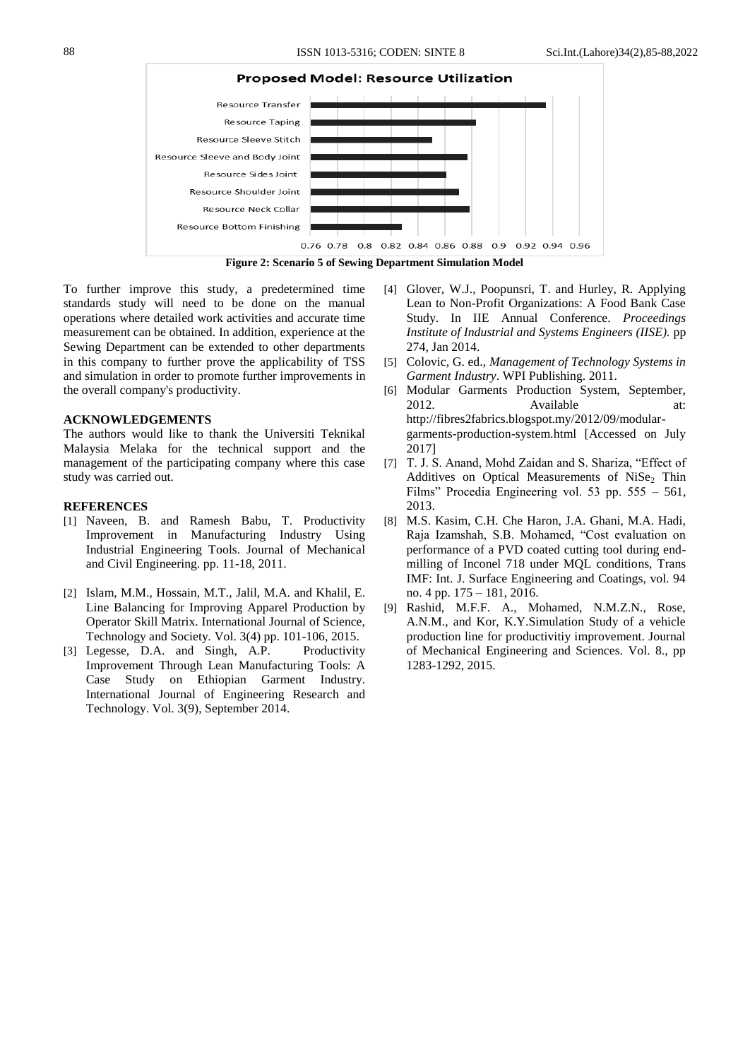Proposed Model: Resource Utilization

Resource Transfer
Resource Taping
Resource Sleeve Stitch
Resource Sleeve and Body Joint
Resource Sides Joint
Resource Shoulder Joint
Resource Neck Collar
Resource Bottom Finishing

0.76 0.78 0.8 0.82 0.84 0.86 0.88 0.9 0.92 0.94 0.96

**Figure 2: Scenario 5 of Sewing Department Simulation Model**

To further improve this study, a predetermined time standards study will need to be done on the manual operations where detailed work activities and accurate time measurement can be obtained. In addition, experience at the Sewing Department can be extended to other departments in this company to further prove the applicability of TSS and simulation in order to promote further improvements in the overall company's productivity.

## ACKNOWLEDGEMENTS

The authors would like to thank the Universiti Teknikal Malaysia Melaka for the technical support and the management of the participating company where this case study was carried out.

## REFERENCES

[1] Naveen, B. and Ramesh Babu, T. Productivity Improvement in Manufacturing Industry Using Industrial Engineering Tools. Journal of Mechanical and Civil Engineering. pp. 11-18, 2011.

[2] Islam, M.M., Hossain, M.T., Jalil, M.A. and Khalil, E. Line Balancing for Improving Apparel Production by Operator Skill Matrix. International Journal of Science, Technology and Society. Vol. 3(4) pp. 101-106, 2015.

[3] Legesse, D.A. and Singh, A.P. Productivity Improvement Through Lean Manufacturing Tools: A Case Study on Ethiopian Garment Industry. International Journal of Engineering Research and Technology. Vol. 3(9), September 2014.

[4] Glover, W.J., Poopunsri, T. and Hurley, R. Applying Lean to Non-Profit Organizations: A Food Bank Case Study. In IIE Annual Conference. *Proceedings Institute of Industrial and Systems Engineers (IISE).* pp 274, Jan 2014.

[5] Colovic, G. ed., *Management of Technology Systems in Garment Industry*. WPI Publishing. 2011.

[6] Modular Garments Production System, September, 2012. Available at: http://fibres2fabrics.blogspot.my/2012/09/modular-garments-production-system.html [Accessed on July 2017]

[7] T. J. S. Anand, Mohd Zaidan and S. Shariza, "Effect of Additives on Optical Measurements of $NiSe_2$ Thin Films" Procedia Engineering vol. 53 pp. 555 – 561, 2013.

[8] M.S. Kasim, C.H. Che Haron, J.A. Ghani, M.A. Hadi, Raja Izamshah, S.B. Mohamed, "Cost evaluation on performance of a PVD coated cutting tool during end-milling of Inconel 718 under MQL conditions, Trans IMF: Int. J. Surface Engineering and Coatings, vol. 94 no. 4 pp. 175 – 181, 2016.

[9] Rashid, M.F.F. A., Mohamed, N.M.Z.N., Rose, A.N.M., and Kor, K.Y.Simulation Study of a vehicle production line for productivitiy improvement. Journal of Mechanical Engineering and Sciences. Vol. 8., pp 1283-1292, 2015.